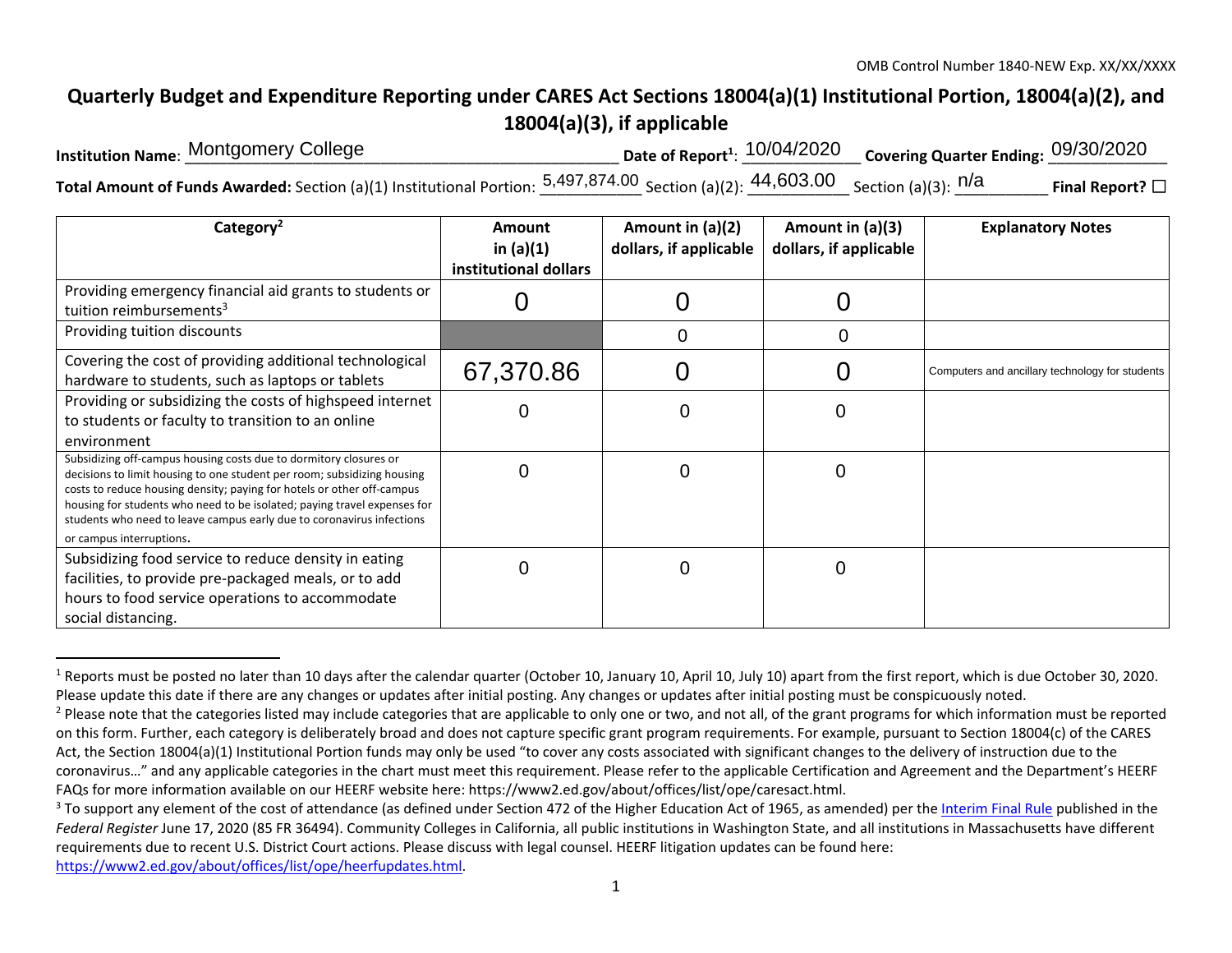OMB Control Number 1840-NEW Exp. XX/XX/XXXX

# Quarterly Budget and Expenditure Reporting under CARES Act Sections 18004(a)(1) Institutional Portion, 18004(a)(2), and 18004(a)(3), if applicable

**Institution Name**: Montgomery College **Date of Report**[1]: 10/04/2020 **Covering Quarter Ending:** 09/30/2020

**Total Amount of Funds Awarded:** Section (a)(1) Institutional Portion: 5,497,874.00 Section (a)(2): 44,603.00 Section (a)(3): n/a **Final Report?** ☐

| Category[2] | Amount in (a)(1) institutional dollars | Amount in (a)(2) dollars, if applicable | Amount in (a)(3) dollars, if applicable | Explanatory Notes |
|---|---|---|---|---|
| Providing emergency financial aid grants to students or tuition reimbursements[3] | 0 | 0 | 0 | |
| Providing tuition discounts | | 0 | 0 | |
| Covering the cost of providing additional technological hardware to students, such as laptops or tablets | 67,370.86 | 0 | 0 | Computers and ancillary technology for students |
| Providing or subsidizing the costs of highspeed internet to students or faculty to transition to an online environment | 0 | 0 | 0 | |
| Subsidizing off-campus housing costs due to dormitory closures or decisions to limit housing to one student per room; subsidizing housing costs to reduce housing density; paying for hotels or other off-campus housing for students who need to be isolated; paying travel expenses for students who need to leave campus early due to coronavirus infections or campus interruptions. | 0 | 0 | 0 | |
| Subsidizing food service to reduce density in eating facilities, to provide pre-packaged meals, or to add hours to food service operations to accommodate social distancing. | 0 | 0 | 0 | |

[1] Reports must be posted no later than 10 days after the calendar quarter (October 10, January 10, April 10, July 10) apart from the first report, which is due October 30, 2020. Please update this date if there are any changes or updates after initial posting. Any changes or updates after initial posting must be conspicuously noted.

[2] Please note that the categories listed may include categories that are applicable to only one or two, and not all, of the grant programs for which information must be reported on this form. Further, each category is deliberately broad and does not capture specific grant program requirements. For example, pursuant to Section 18004(c) of the CARES Act, the Section 18004(a)(1) Institutional Portion funds may only be used "to cover any costs associated with significant changes to the delivery of instruction due to the coronavirus…" and any applicable categories in the chart must meet this requirement. Please refer to the applicable Certification and Agreement and the Department's HEERF FAQs for more information available on our HEERF website here: https://www2.ed.gov/about/offices/list/ope/caresact.html.

[3] To support any element of the cost of attendance (as defined under Section 472 of the Higher Education Act of 1965, as amended) per the Interim Final Rule published in the *Federal Register* June 17, 2020 (85 FR 36494). Community Colleges in California, all public institutions in Washington State, and all institutions in Massachusetts have different requirements due to recent U.S. District Court actions. Please discuss with legal counsel. HEERF litigation updates can be found here: https://www2.ed.gov/about/offices/list/ope/heerfupdates.html.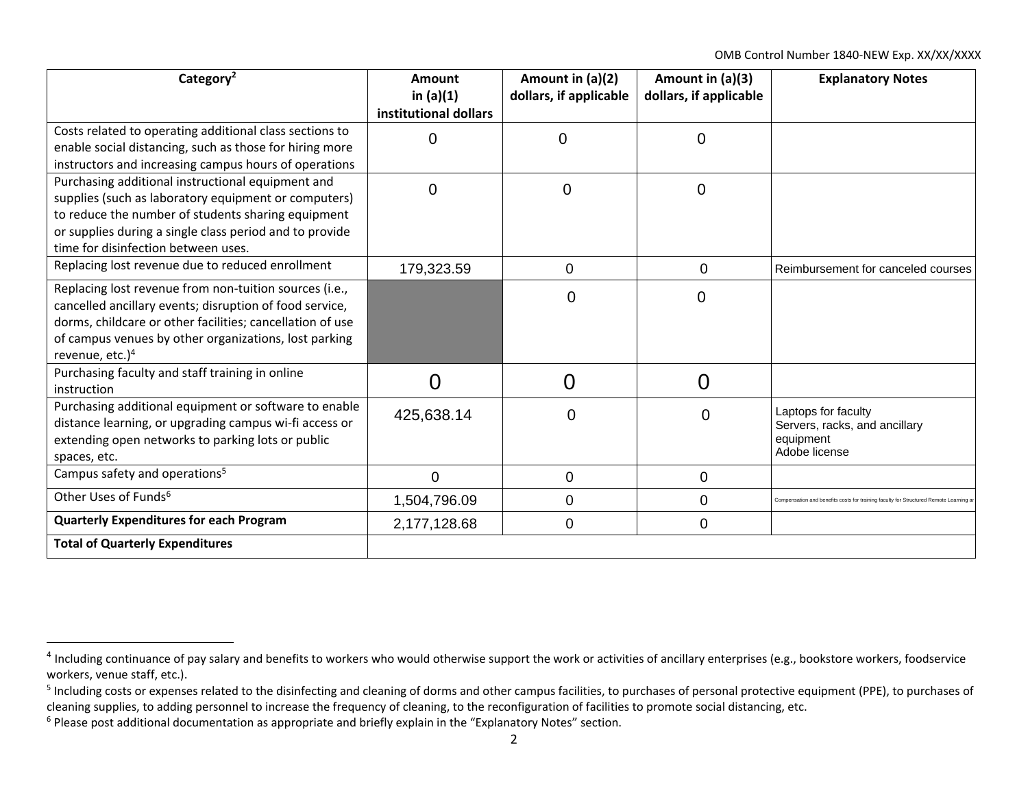| Category[2] | Amount in (a)(1) institutional dollars | Amount in (a)(2) dollars, if applicable | Amount in (a)(3) dollars, if applicable | Explanatory Notes |
|---|---|---|---|---|
| Costs related to operating additional class sections to enable social distancing, such as those for hiring more instructors and increasing campus hours of operations | 0 | 0 | 0 | |
| Purchasing additional instructional equipment and supplies (such as laboratory equipment or computers) to reduce the number of students sharing equipment or supplies during a single class period and to provide time for disinfection between uses. | 0 | 0 | 0 | |
| Replacing lost revenue due to reduced enrollment | 179,323.59 | 0 | 0 | Reimbursement for canceled courses |
| Replacing lost revenue from non-tuition sources (i.e., cancelled ancillary events; disruption of food service, dorms, childcare or other facilities; cancellation of use of campus venues by other organizations, lost parking revenue, etc.)[4] | | 0 | 0 | |
| Purchasing faculty and staff training in online instruction | 0 | 0 | 0 | |
| Purchasing additional equipment or software to enable distance learning, or upgrading campus wi-fi access or extending open networks to parking lots or public spaces, etc. | 425,638.14 | 0 | 0 | Laptops for faculty<br>Servers, racks, and ancillary equipment<br>Adobe license |
| Campus safety and operations[5] | 0 | 0 | 0 | |
| Other Uses of Funds[6] | 1,504,796.09 | 0 | 0 | Compensation and benefits costs for training faculty for Structured Remote Learning ar |
| **Quarterly Expenditures for each Program** | 2,177,128.68 | 0 | 0 | |
| **Total of Quarterly Expenditures** | | | | |

[4] Including continuance of pay salary and benefits to workers who would otherwise support the work or activities of ancillary enterprises (e.g., bookstore workers, foodservice workers, venue staff, etc.).

[5] Including costs or expenses related to the disinfecting and cleaning of dorms and other campus facilities, to purchases of personal protective equipment (PPE), to purchases of cleaning supplies, to adding personnel to increase the frequency of cleaning, to the reconfiguration of facilities to promote social distancing, etc.

[6] Please post additional documentation as appropriate and briefly explain in the "Explanatory Notes" section.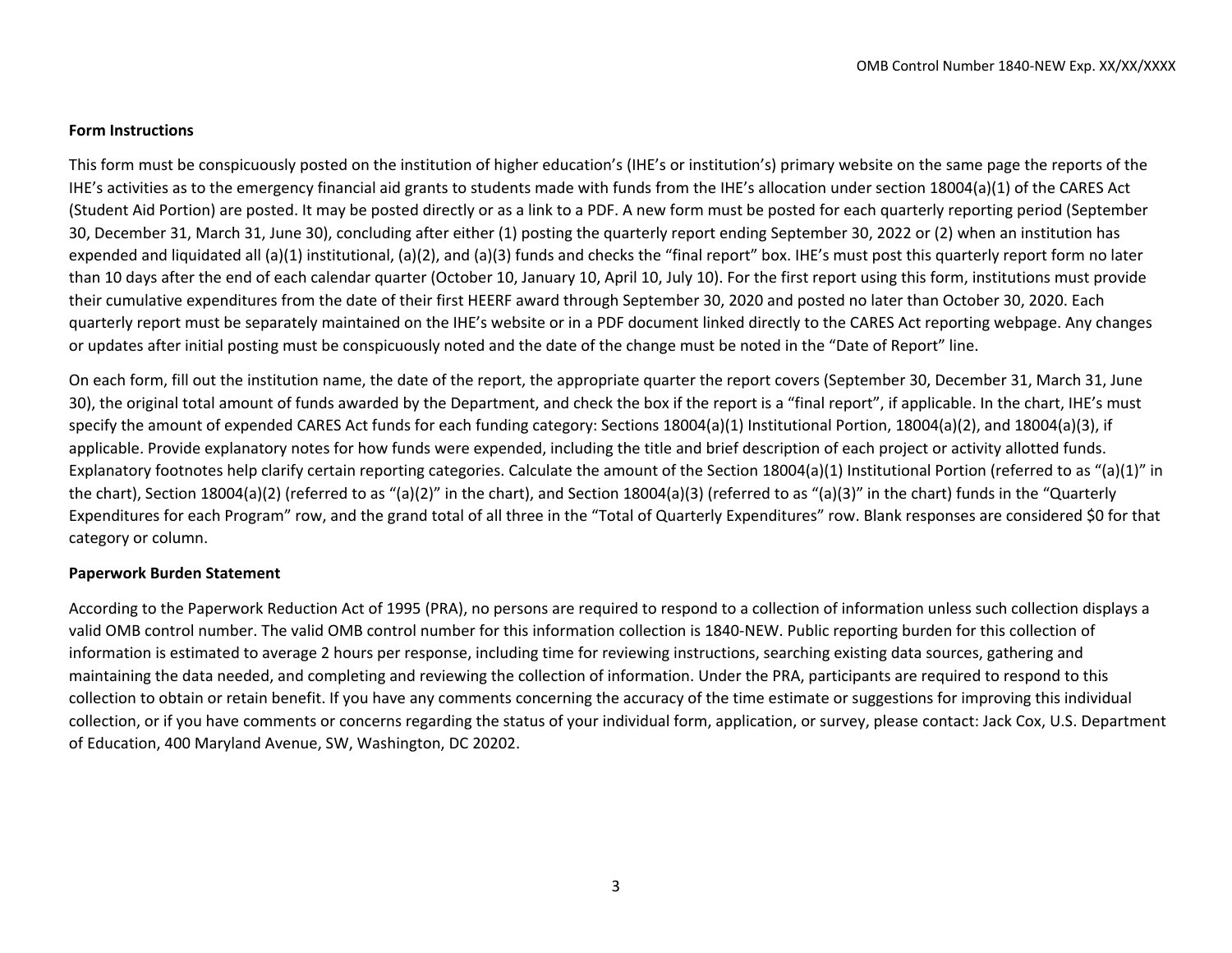**Form Instructions**

This form must be conspicuously posted on the institution of higher education's (IHE's or institution's) primary website on the same page the reports of the IHE's activities as to the emergency financial aid grants to students made with funds from the IHE's allocation under section 18004(a)(1) of the CARES Act (Student Aid Portion) are posted. It may be posted directly or as a link to a PDF. A new form must be posted for each quarterly reporting period (September 30, December 31, March 31, June 30), concluding after either (1) posting the quarterly report ending September 30, 2022 or (2) when an institution has expended and liquidated all (a)(1) institutional, (a)(2), and (a)(3) funds and checks the "final report" box. IHE's must post this quarterly report form no later than 10 days after the end of each calendar quarter (October 10, January 10, April 10, July 10). For the first report using this form, institutions must provide their cumulative expenditures from the date of their first HEERF award through September 30, 2020 and posted no later than October 30, 2020. Each quarterly report must be separately maintained on the IHE's website or in a PDF document linked directly to the CARES Act reporting webpage. Any changes or updates after initial posting must be conspicuously noted and the date of the change must be noted in the "Date of Report" line.

On each form, fill out the institution name, the date of the report, the appropriate quarter the report covers (September 30, December 31, March 31, June 30), the original total amount of funds awarded by the Department, and check the box if the report is a "final report", if applicable. In the chart, IHE's must specify the amount of expended CARES Act funds for each funding category: Sections 18004(a)(1) Institutional Portion, 18004(a)(2), and 18004(a)(3), if applicable. Provide explanatory notes for how funds were expended, including the title and brief description of each project or activity allotted funds. Explanatory footnotes help clarify certain reporting categories. Calculate the amount of the Section 18004(a)(1) Institutional Portion (referred to as "(a)(1)" in the chart), Section 18004(a)(2) (referred to as "(a)(2)" in the chart), and Section 18004(a)(3) (referred to as "(a)(3)" in the chart) funds in the "Quarterly Expenditures for each Program" row, and the grand total of all three in the "Total of Quarterly Expenditures" row. Blank responses are considered $0 for that category or column.

**Paperwork Burden Statement**

According to the Paperwork Reduction Act of 1995 (PRA), no persons are required to respond to a collection of information unless such collection displays a valid OMB control number. The valid OMB control number for this information collection is 1840-NEW. Public reporting burden for this collection of information is estimated to average 2 hours per response, including time for reviewing instructions, searching existing data sources, gathering and maintaining the data needed, and completing and reviewing the collection of information. Under the PRA, participants are required to respond to this collection to obtain or retain benefit. If you have any comments concerning the accuracy of the time estimate or suggestions for improving this individual collection, or if you have comments or concerns regarding the status of your individual form, application, or survey, please contact: Jack Cox, U.S. Department of Education, 400 Maryland Avenue, SW, Washington, DC 20202.